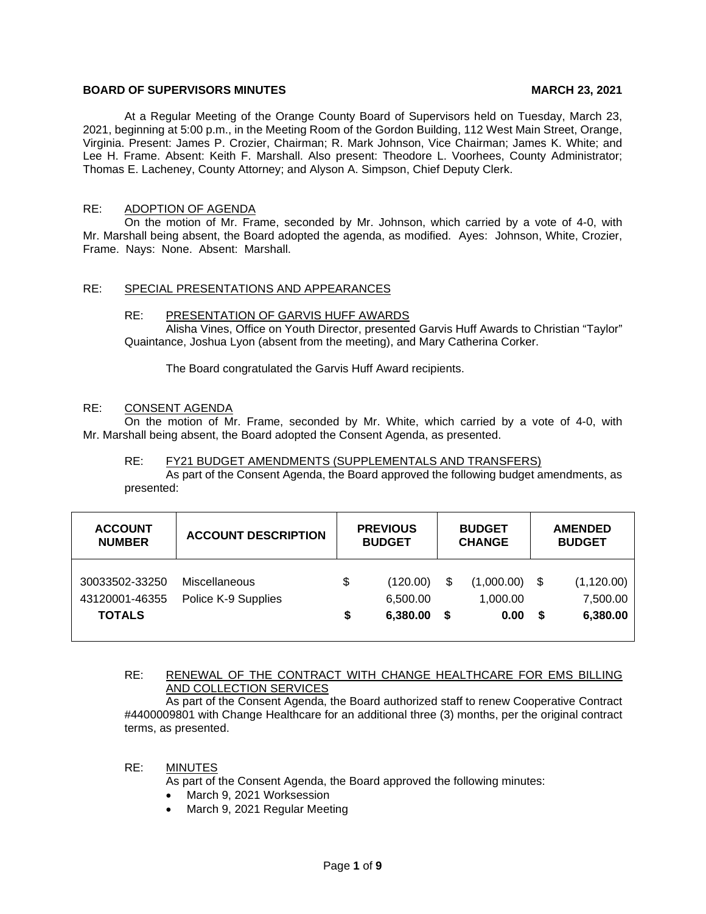**BOARD OF SUPERVISORS MINUTES** **MARCH 23, 2021**

At a Regular Meeting of the Orange County Board of Supervisors held on Tuesday, March 23, 2021, beginning at 5:00 p.m., in the Meeting Room of the Gordon Building, 112 West Main Street, Orange, Virginia. Present: James P. Crozier, Chairman; R. Mark Johnson, Vice Chairman; James K. White; and Lee H. Frame. Absent: Keith F. Marshall. Also present: Theodore L. Voorhees, County Administrator; Thomas E. Lacheney, County Attorney; and Alyson A. Simpson, Chief Deputy Clerk.

RE: ADOPTION OF AGENDA

On the motion of Mr. Frame, seconded by Mr. Johnson, which carried by a vote of 4-0, with Mr. Marshall being absent, the Board adopted the agenda, as modified. Ayes: Johnson, White, Crozier, Frame. Nays: None. Absent: Marshall.

RE: SPECIAL PRESENTATIONS AND APPEARANCES

RE: PRESENTATION OF GARVIS HUFF AWARDS

Alisha Vines, Office on Youth Director, presented Garvis Huff Awards to Christian "Taylor" Quaintance, Joshua Lyon (absent from the meeting), and Mary Catherina Corker.

The Board congratulated the Garvis Huff Award recipients.

RE: CONSENT AGENDA

On the motion of Mr. Frame, seconded by Mr. White, which carried by a vote of 4-0, with Mr. Marshall being absent, the Board adopted the Consent Agenda, as presented.

RE: FY21 BUDGET AMENDMENTS (SUPPLEMENTALS AND TRANSFERS)

As part of the Consent Agenda, the Board approved the following budget amendments, as presented:

| ACCOUNT NUMBER | ACCOUNT DESCRIPTION | PREVIOUS BUDGET | BUDGET CHANGE | AMENDED BUDGET |
|---|---|---|---|---|
| 30033502-33250 | Miscellaneous | $ (120.00) | $ (1,000.00) | $ (1,120.00) |
| 43120001-46355 | Police K-9 Supplies | 6,500.00 | 1,000.00 | 7,500.00 |
| **TOTALS** | | **$ 6,380.00** | **$ 0.00** | **$ 6,380.00** |

RE: RENEWAL OF THE CONTRACT WITH CHANGE HEALTHCARE FOR EMS BILLING AND COLLECTION SERVICES

As part of the Consent Agenda, the Board authorized staff to renew Cooperative Contract #4400009801 with Change Healthcare for an additional three (3) months, per the original contract terms, as presented.

RE: MINUTES

As part of the Consent Agenda, the Board approved the following minutes:

- March 9, 2021 Worksession
- March 9, 2021 Regular Meeting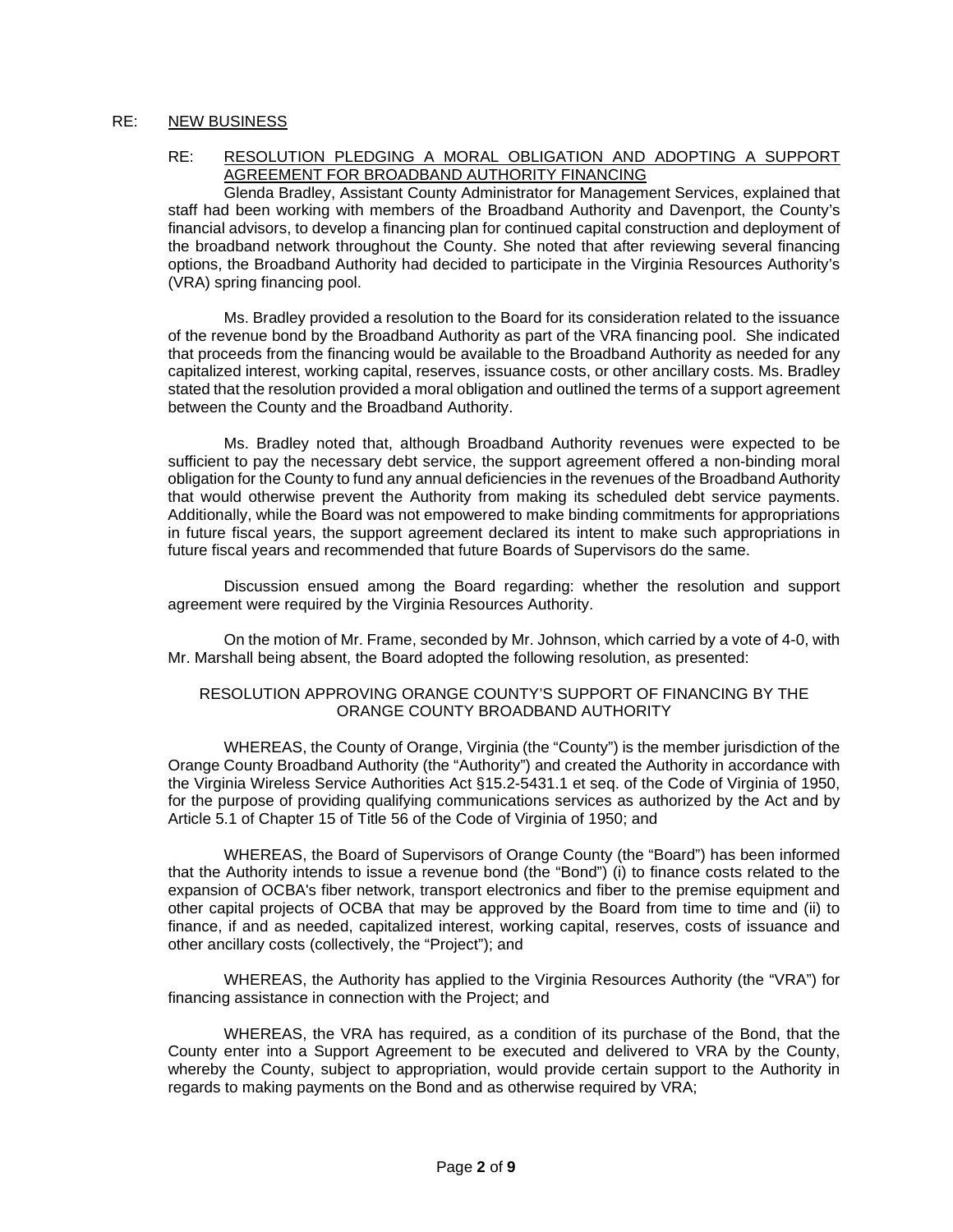RE: <u>NEW BUSINESS</u>

RE: <u>RESOLUTION PLEDGING A MORAL OBLIGATION AND ADOPTING A SUPPORT AGREEMENT FOR BROADBAND AUTHORITY FINANCING</u>

Glenda Bradley, Assistant County Administrator for Management Services, explained that staff had been working with members of the Broadband Authority and Davenport, the County's financial advisors, to develop a financing plan for continued capital construction and deployment of the broadband network throughout the County. She noted that after reviewing several financing options, the Broadband Authority had decided to participate in the Virginia Resources Authority's (VRA) spring financing pool.

Ms. Bradley provided a resolution to the Board for its consideration related to the issuance of the revenue bond by the Broadband Authority as part of the VRA financing pool. She indicated that proceeds from the financing would be available to the Broadband Authority as needed for any capitalized interest, working capital, reserves, issuance costs, or other ancillary costs. Ms. Bradley stated that the resolution provided a moral obligation and outlined the terms of a support agreement between the County and the Broadband Authority.

Ms. Bradley noted that, although Broadband Authority revenues were expected to be sufficient to pay the necessary debt service, the support agreement offered a non-binding moral obligation for the County to fund any annual deficiencies in the revenues of the Broadband Authority that would otherwise prevent the Authority from making its scheduled debt service payments. Additionally, while the Board was not empowered to make binding commitments for appropriations in future fiscal years, the support agreement declared its intent to make such appropriations in future fiscal years and recommended that future Boards of Supervisors do the same.

Discussion ensued among the Board regarding: whether the resolution and support agreement were required by the Virginia Resources Authority.

On the motion of Mr. Frame, seconded by Mr. Johnson, which carried by a vote of 4-0, with Mr. Marshall being absent, the Board adopted the following resolution, as presented:

RESOLUTION APPROVING ORANGE COUNTY'S SUPPORT OF FINANCING BY THE ORANGE COUNTY BROADBAND AUTHORITY

WHEREAS, the County of Orange, Virginia (the "County") is the member jurisdiction of the Orange County Broadband Authority (the "Authority") and created the Authority in accordance with the Virginia Wireless Service Authorities Act §15.2-5431.1 et seq. of the Code of Virginia of 1950, for the purpose of providing qualifying communications services as authorized by the Act and by Article 5.1 of Chapter 15 of Title 56 of the Code of Virginia of 1950; and

WHEREAS, the Board of Supervisors of Orange County (the "Board") has been informed that the Authority intends to issue a revenue bond (the "Bond") (i) to finance costs related to the expansion of OCBA's fiber network, transport electronics and fiber to the premise equipment and other capital projects of OCBA that may be approved by the Board from time to time and (ii) to finance, if and as needed, capitalized interest, working capital, reserves, costs of issuance and other ancillary costs (collectively, the "Project"); and

WHEREAS, the Authority has applied to the Virginia Resources Authority (the "VRA") for financing assistance in connection with the Project; and

WHEREAS, the VRA has required, as a condition of its purchase of the Bond, that the County enter into a Support Agreement to be executed and delivered to VRA by the County, whereby the County, subject to appropriation, would provide certain support to the Authority in regards to making payments on the Bond and as otherwise required by VRA;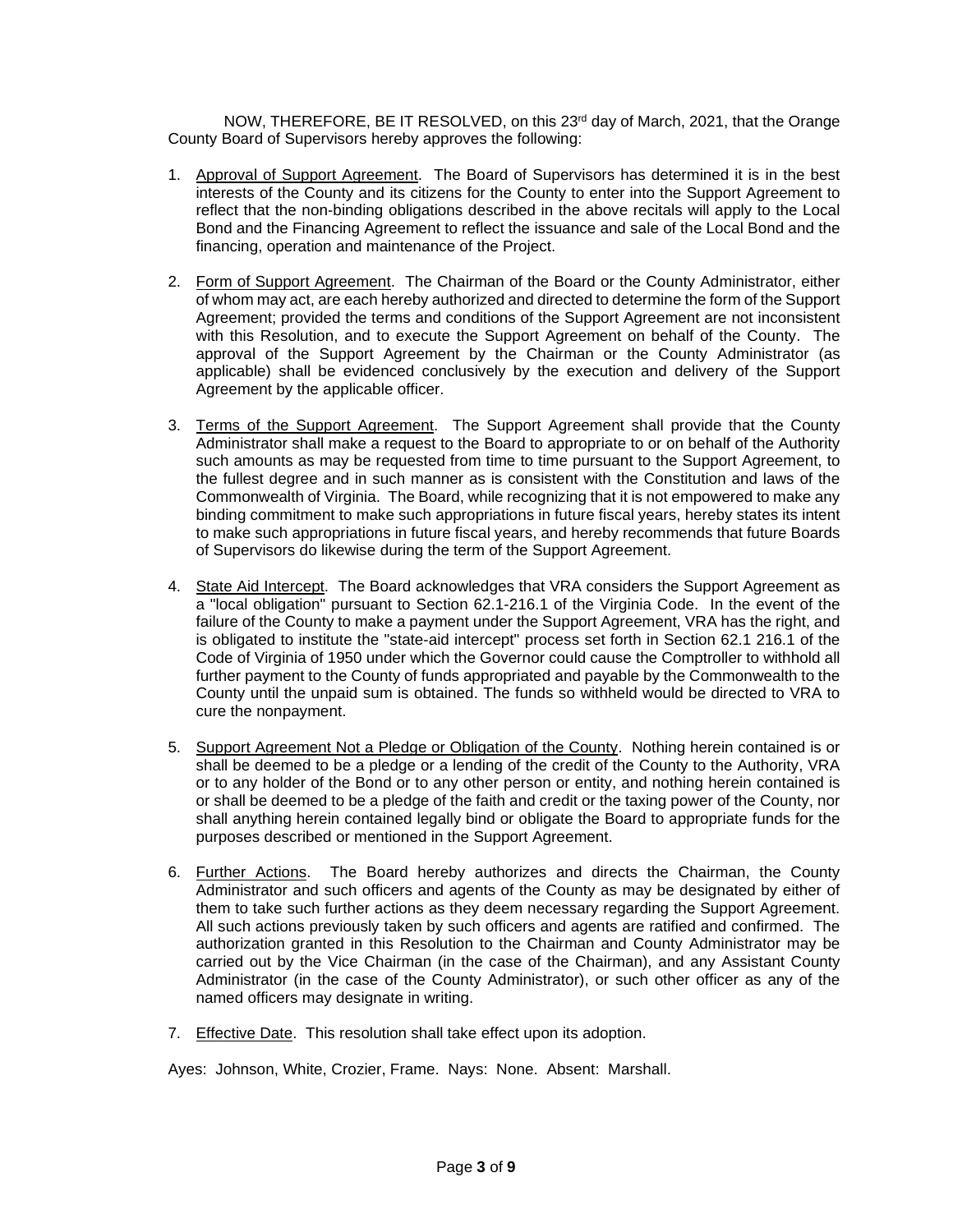NOW, THEREFORE, BE IT RESOLVED, on this 23rd day of March, 2021, that the Orange County Board of Supervisors hereby approves the following:

1. Approval of Support Agreement. The Board of Supervisors has determined it is in the best interests of the County and its citizens for the County to enter into the Support Agreement to reflect that the non-binding obligations described in the above recitals will apply to the Local Bond and the Financing Agreement to reflect the issuance and sale of the Local Bond and the financing, operation and maintenance of the Project.

2. Form of Support Agreement. The Chairman of the Board or the County Administrator, either of whom may act, are each hereby authorized and directed to determine the form of the Support Agreement; provided the terms and conditions of the Support Agreement are not inconsistent with this Resolution, and to execute the Support Agreement on behalf of the County. The approval of the Support Agreement by the Chairman or the County Administrator (as applicable) shall be evidenced conclusively by the execution and delivery of the Support Agreement by the applicable officer.

3. Terms of the Support Agreement. The Support Agreement shall provide that the County Administrator shall make a request to the Board to appropriate to or on behalf of the Authority such amounts as may be requested from time to time pursuant to the Support Agreement, to the fullest degree and in such manner as is consistent with the Constitution and laws of the Commonwealth of Virginia. The Board, while recognizing that it is not empowered to make any binding commitment to make such appropriations in future fiscal years, hereby states its intent to make such appropriations in future fiscal years, and hereby recommends that future Boards of Supervisors do likewise during the term of the Support Agreement.

4. State Aid Intercept. The Board acknowledges that VRA considers the Support Agreement as a "local obligation" pursuant to Section 62.1-216.1 of the Virginia Code. In the event of the failure of the County to make a payment under the Support Agreement, VRA has the right, and is obligated to institute the "state-aid intercept" process set forth in Section 62.1 216.1 of the Code of Virginia of 1950 under which the Governor could cause the Comptroller to withhold all further payment to the County of funds appropriated and payable by the Commonwealth to the County until the unpaid sum is obtained. The funds so withheld would be directed to VRA to cure the nonpayment.

5. Support Agreement Not a Pledge or Obligation of the County. Nothing herein contained is or shall be deemed to be a pledge or a lending of the credit of the County to the Authority, VRA or to any holder of the Bond or to any other person or entity, and nothing herein contained is or shall be deemed to be a pledge of the faith and credit or the taxing power of the County, nor shall anything herein contained legally bind or obligate the Board to appropriate funds for the purposes described or mentioned in the Support Agreement.

6. Further Actions. The Board hereby authorizes and directs the Chairman, the County Administrator and such officers and agents of the County as may be designated by either of them to take such further actions as they deem necessary regarding the Support Agreement. All such actions previously taken by such officers and agents are ratified and confirmed. The authorization granted in this Resolution to the Chairman and County Administrator may be carried out by the Vice Chairman (in the case of the Chairman), and any Assistant County Administrator (in the case of the County Administrator), or such other officer as any of the named officers may designate in writing.

7. Effective Date. This resolution shall take effect upon its adoption.

Ayes: Johnson, White, Crozier, Frame. Nays: None. Absent: Marshall.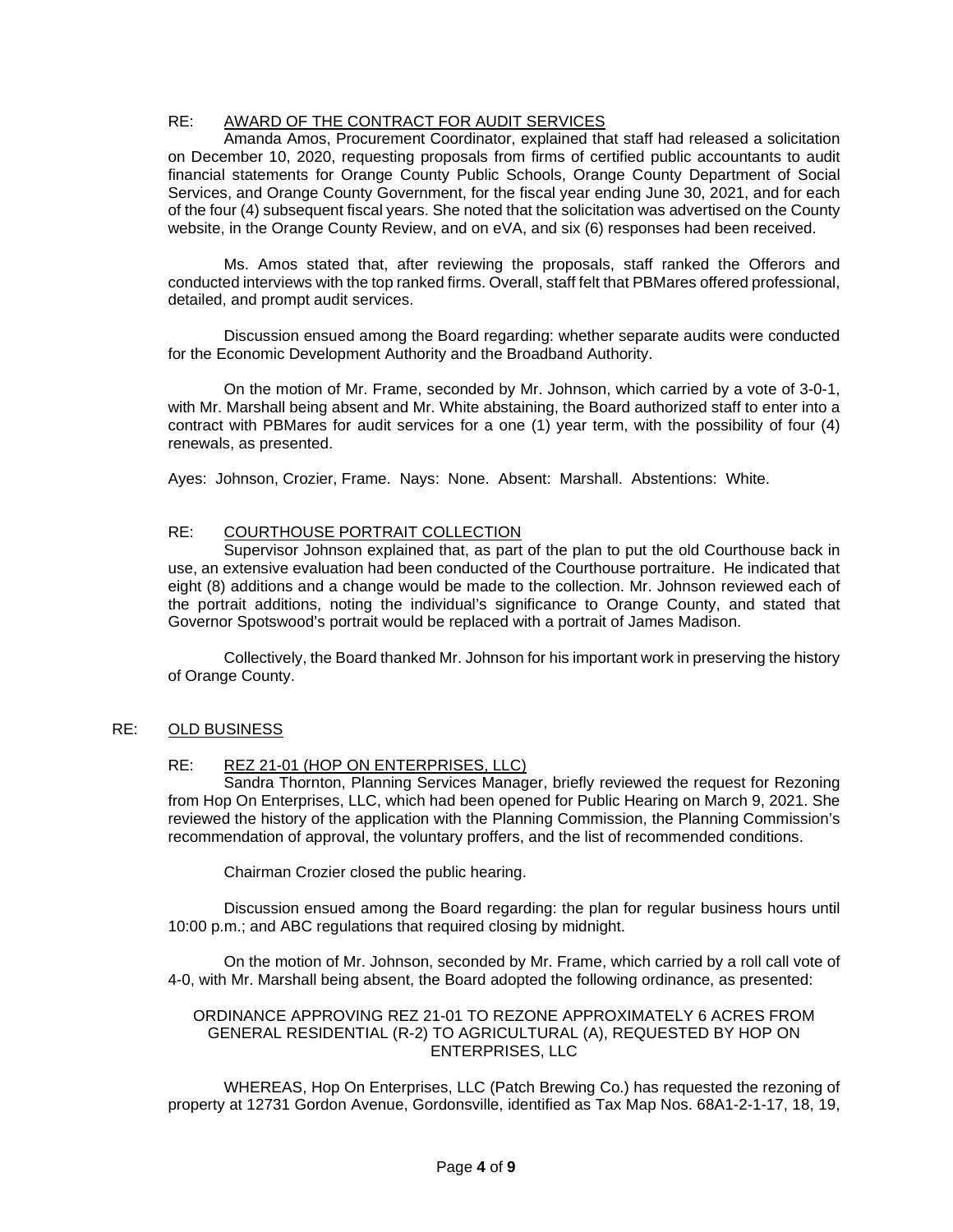RE: <u>AWARD OF THE CONTRACT FOR AUDIT SERVICES</u>

Amanda Amos, Procurement Coordinator, explained that staff had released a solicitation on December 10, 2020, requesting proposals from firms of certified public accountants to audit financial statements for Orange County Public Schools, Orange County Department of Social Services, and Orange County Government, for the fiscal year ending June 30, 2021, and for each of the four (4) subsequent fiscal years. She noted that the solicitation was advertised on the County website, in the Orange County Review, and on eVA, and six (6) responses had been received.

Ms. Amos stated that, after reviewing the proposals, staff ranked the Offerors and conducted interviews with the top ranked firms. Overall, staff felt that PBMares offered professional, detailed, and prompt audit services.

Discussion ensued among the Board regarding: whether separate audits were conducted for the Economic Development Authority and the Broadband Authority.

On the motion of Mr. Frame, seconded by Mr. Johnson, which carried by a vote of 3-0-1, with Mr. Marshall being absent and Mr. White abstaining, the Board authorized staff to enter into a contract with PBMares for audit services for a one (1) year term, with the possibility of four (4) renewals, as presented.

Ayes: Johnson, Crozier, Frame. Nays: None. Absent: Marshall. Abstentions: White.

RE: <u>COURTHOUSE PORTRAIT COLLECTION</u>

Supervisor Johnson explained that, as part of the plan to put the old Courthouse back in use, an extensive evaluation had been conducted of the Courthouse portraiture. He indicated that eight (8) additions and a change would be made to the collection. Mr. Johnson reviewed each of the portrait additions, noting the individual's significance to Orange County, and stated that Governor Spotswood's portrait would be replaced with a portrait of James Madison.

Collectively, the Board thanked Mr. Johnson for his important work in preserving the history of Orange County.

RE: <u>OLD BUSINESS</u>

RE: <u>REZ 21-01 (HOP ON ENTERPRISES, LLC)</u>

Sandra Thornton, Planning Services Manager, briefly reviewed the request for Rezoning from Hop On Enterprises, LLC, which had been opened for Public Hearing on March 9, 2021. She reviewed the history of the application with the Planning Commission, the Planning Commission's recommendation of approval, the voluntary proffers, and the list of recommended conditions.

Chairman Crozier closed the public hearing.

Discussion ensued among the Board regarding: the plan for regular business hours until 10:00 p.m.; and ABC regulations that required closing by midnight.

On the motion of Mr. Johnson, seconded by Mr. Frame, which carried by a roll call vote of 4-0, with Mr. Marshall being absent, the Board adopted the following ordinance, as presented:

ORDINANCE APPROVING REZ 21-01 TO REZONE APPROXIMATELY 6 ACRES FROM GENERAL RESIDENTIAL (R-2) TO AGRICULTURAL (A), REQUESTED BY HOP ON ENTERPRISES, LLC

WHEREAS, Hop On Enterprises, LLC (Patch Brewing Co.) has requested the rezoning of property at 12731 Gordon Avenue, Gordonsville, identified as Tax Map Nos. 68A1-2-1-17, 18, 19,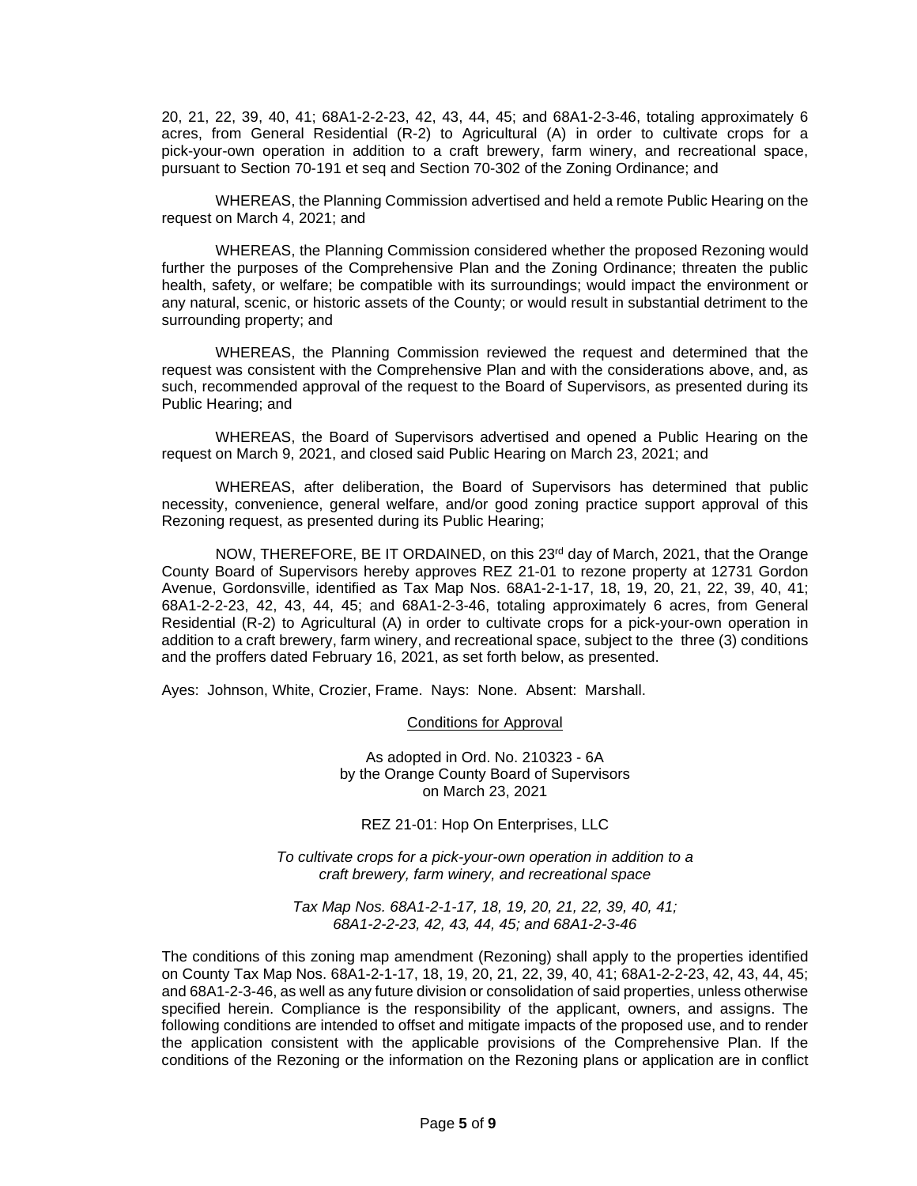20, 21, 22, 39, 40, 41; 68A1-2-2-23, 42, 43, 44, 45; and 68A1-2-3-46, totaling approximately 6 acres, from General Residential (R-2) to Agricultural (A) in order to cultivate crops for a pick-your-own operation in addition to a craft brewery, farm winery, and recreational space, pursuant to Section 70-191 et seq and Section 70-302 of the Zoning Ordinance; and

WHEREAS, the Planning Commission advertised and held a remote Public Hearing on the request on March 4, 2021; and

WHEREAS, the Planning Commission considered whether the proposed Rezoning would further the purposes of the Comprehensive Plan and the Zoning Ordinance; threaten the public health, safety, or welfare; be compatible with its surroundings; would impact the environment or any natural, scenic, or historic assets of the County; or would result in substantial detriment to the surrounding property; and

WHEREAS, the Planning Commission reviewed the request and determined that the request was consistent with the Comprehensive Plan and with the considerations above, and, as such, recommended approval of the request to the Board of Supervisors, as presented during its Public Hearing; and

WHEREAS, the Board of Supervisors advertised and opened a Public Hearing on the request on March 9, 2021, and closed said Public Hearing on March 23, 2021; and

WHEREAS, after deliberation, the Board of Supervisors has determined that public necessity, convenience, general welfare, and/or good zoning practice support approval of this Rezoning request, as presented during its Public Hearing;

NOW, THEREFORE, BE IT ORDAINED, on this 23rd day of March, 2021, that the Orange County Board of Supervisors hereby approves REZ 21-01 to rezone property at 12731 Gordon Avenue, Gordonsville, identified as Tax Map Nos. 68A1-2-1-17, 18, 19, 20, 21, 22, 39, 40, 41; 68A1-2-2-23, 42, 43, 44, 45; and 68A1-2-3-46, totaling approximately 6 acres, from General Residential (R-2) to Agricultural (A) in order to cultivate crops for a pick-your-own operation in addition to a craft brewery, farm winery, and recreational space, subject to the three (3) conditions and the proffers dated February 16, 2021, as set forth below, as presented.

Ayes: Johnson, White, Crozier, Frame. Nays: None. Absent: Marshall.

<u>Conditions for Approval</u>

As adopted in Ord. No. 210323 - 6A
by the Orange County Board of Supervisors
on March 23, 2021

REZ 21-01: Hop On Enterprises, LLC

*To cultivate crops for a pick-your-own operation in addition to a craft brewery, farm winery, and recreational space*

*Tax Map Nos. 68A1-2-1-17, 18, 19, 20, 21, 22, 39, 40, 41; 68A1-2-2-23, 42, 43, 44, 45; and 68A1-2-3-46*

The conditions of this zoning map amendment (Rezoning) shall apply to the properties identified on County Tax Map Nos. 68A1-2-1-17, 18, 19, 20, 21, 22, 39, 40, 41; 68A1-2-2-23, 42, 43, 44, 45; and 68A1-2-3-46, as well as any future division or consolidation of said properties, unless otherwise specified herein. Compliance is the responsibility of the applicant, owners, and assigns. The following conditions are intended to offset and mitigate impacts of the proposed use, and to render the application consistent with the applicable provisions of the Comprehensive Plan. If the conditions of the Rezoning or the information on the Rezoning plans or application are in conflict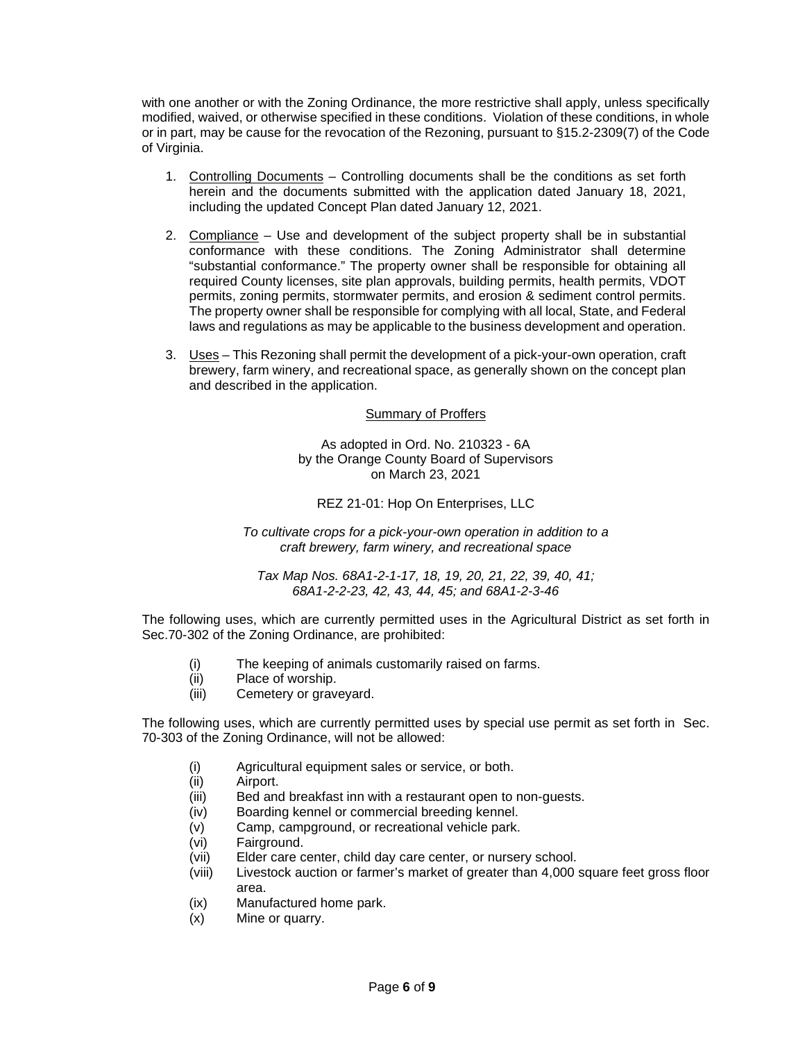with one another or with the Zoning Ordinance, the more restrictive shall apply, unless specifically modified, waived, or otherwise specified in these conditions. Violation of these conditions, in whole or in part, may be cause for the revocation of the Rezoning, pursuant to §15.2-2309(7) of the Code of Virginia.

1. Controlling Documents – Controlling documents shall be the conditions as set forth herein and the documents submitted with the application dated January 18, 2021, including the updated Concept Plan dated January 12, 2021.

2. Compliance – Use and development of the subject property shall be in substantial conformance with these conditions. The Zoning Administrator shall determine "substantial conformance." The property owner shall be responsible for obtaining all required County licenses, site plan approvals, building permits, health permits, VDOT permits, zoning permits, stormwater permits, and erosion & sediment control permits. The property owner shall be responsible for complying with all local, State, and Federal laws and regulations as may be applicable to the business development and operation.

3. Uses – This Rezoning shall permit the development of a pick-your-own operation, craft brewery, farm winery, and recreational space, as generally shown on the concept plan and described in the application.

## Summary of Proffers

As adopted in Ord. No. 210323 - 6A
by the Orange County Board of Supervisors
on March 23, 2021

REZ 21-01: Hop On Enterprises, LLC

*To cultivate crops for a pick-your-own operation in addition to a craft brewery, farm winery, and recreational space*

*Tax Map Nos. 68A1-2-1-17, 18, 19, 20, 21, 22, 39, 40, 41; 68A1-2-2-23, 42, 43, 44, 45; and 68A1-2-3-46*

The following uses, which are currently permitted uses in the Agricultural District as set forth in Sec.70-302 of the Zoning Ordinance, are prohibited:

(i) The keeping of animals customarily raised on farms.
(ii) Place of worship.
(iii) Cemetery or graveyard.

The following uses, which are currently permitted uses by special use permit as set forth in Sec. 70-303 of the Zoning Ordinance, will not be allowed:

(i) Agricultural equipment sales or service, or both.
(ii) Airport.
(iii) Bed and breakfast inn with a restaurant open to non-guests.
(iv) Boarding kennel or commercial breeding kennel.
(v) Camp, campground, or recreational vehicle park.
(vi) Fairground.
(vii) Elder care center, child day care center, or nursery school.
(viii) Livestock auction or farmer's market of greater than 4,000 square feet gross floor area.
(ix) Manufactured home park.
(x) Mine or quarry.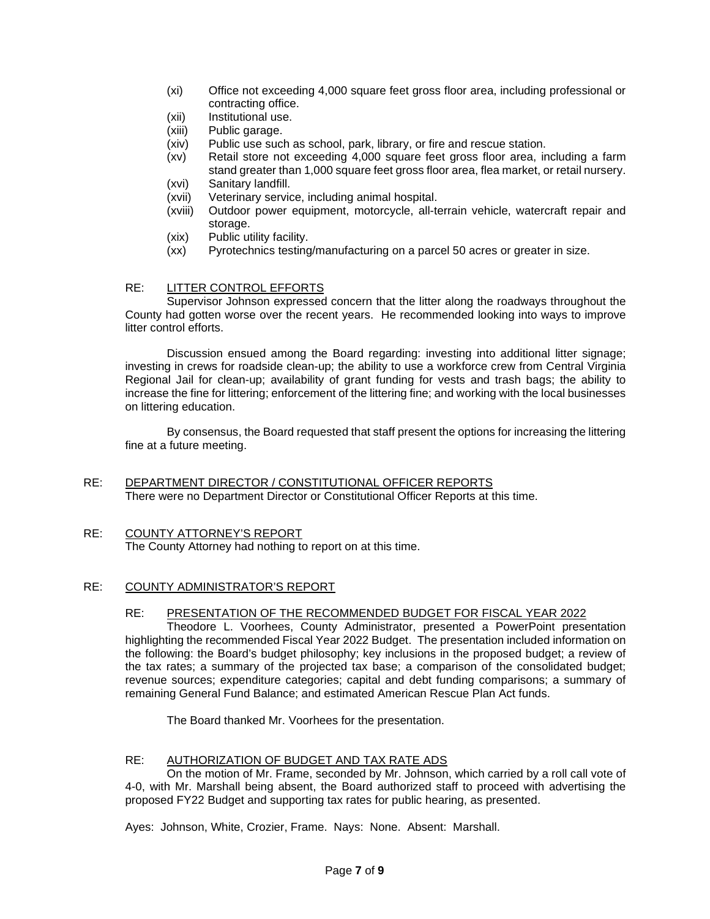(xi) Office not exceeding 4,000 square feet gross floor area, including professional or contracting office.
(xii) Institutional use.
(xiii) Public garage.
(xiv) Public use such as school, park, library, or fire and rescue station.
(xv) Retail store not exceeding 4,000 square feet gross floor area, including a farm stand greater than 1,000 square feet gross floor area, flea market, or retail nursery.
(xvi) Sanitary landfill.
(xvii) Veterinary service, including animal hospital.
(xviii) Outdoor power equipment, motorcycle, all-terrain vehicle, watercraft repair and storage.
(xix) Public utility facility.
(xx) Pyrotechnics testing/manufacturing on a parcel 50 acres or greater in size.

RE: LITTER CONTROL EFFORTS

Supervisor Johnson expressed concern that the litter along the roadways throughout the County had gotten worse over the recent years. He recommended looking into ways to improve litter control efforts.

Discussion ensued among the Board regarding: investing into additional litter signage; investing in crews for roadside clean-up; the ability to use a workforce crew from Central Virginia Regional Jail for clean-up; availability of grant funding for vests and trash bags; the ability to increase the fine for littering; enforcement of the littering fine; and working with the local businesses on littering education.

By consensus, the Board requested that staff present the options for increasing the littering fine at a future meeting.

RE: DEPARTMENT DIRECTOR / CONSTITUTIONAL OFFICER REPORTS

There were no Department Director or Constitutional Officer Reports at this time.

RE: COUNTY ATTORNEY'S REPORT

The County Attorney had nothing to report on at this time.

RE: COUNTY ADMINISTRATOR'S REPORT

RE: PRESENTATION OF THE RECOMMENDED BUDGET FOR FISCAL YEAR 2022

Theodore L. Voorhees, County Administrator, presented a PowerPoint presentation highlighting the recommended Fiscal Year 2022 Budget. The presentation included information on the following: the Board's budget philosophy; key inclusions in the proposed budget; a review of the tax rates; a summary of the projected tax base; a comparison of the consolidated budget; revenue sources; expenditure categories; capital and debt funding comparisons; a summary of remaining General Fund Balance; and estimated American Rescue Plan Act funds.

The Board thanked Mr. Voorhees for the presentation.

RE: AUTHORIZATION OF BUDGET AND TAX RATE ADS

On the motion of Mr. Frame, seconded by Mr. Johnson, which carried by a roll call vote of 4-0, with Mr. Marshall being absent, the Board authorized staff to proceed with advertising the proposed FY22 Budget and supporting tax rates for public hearing, as presented.

Ayes: Johnson, White, Crozier, Frame. Nays: None. Absent: Marshall.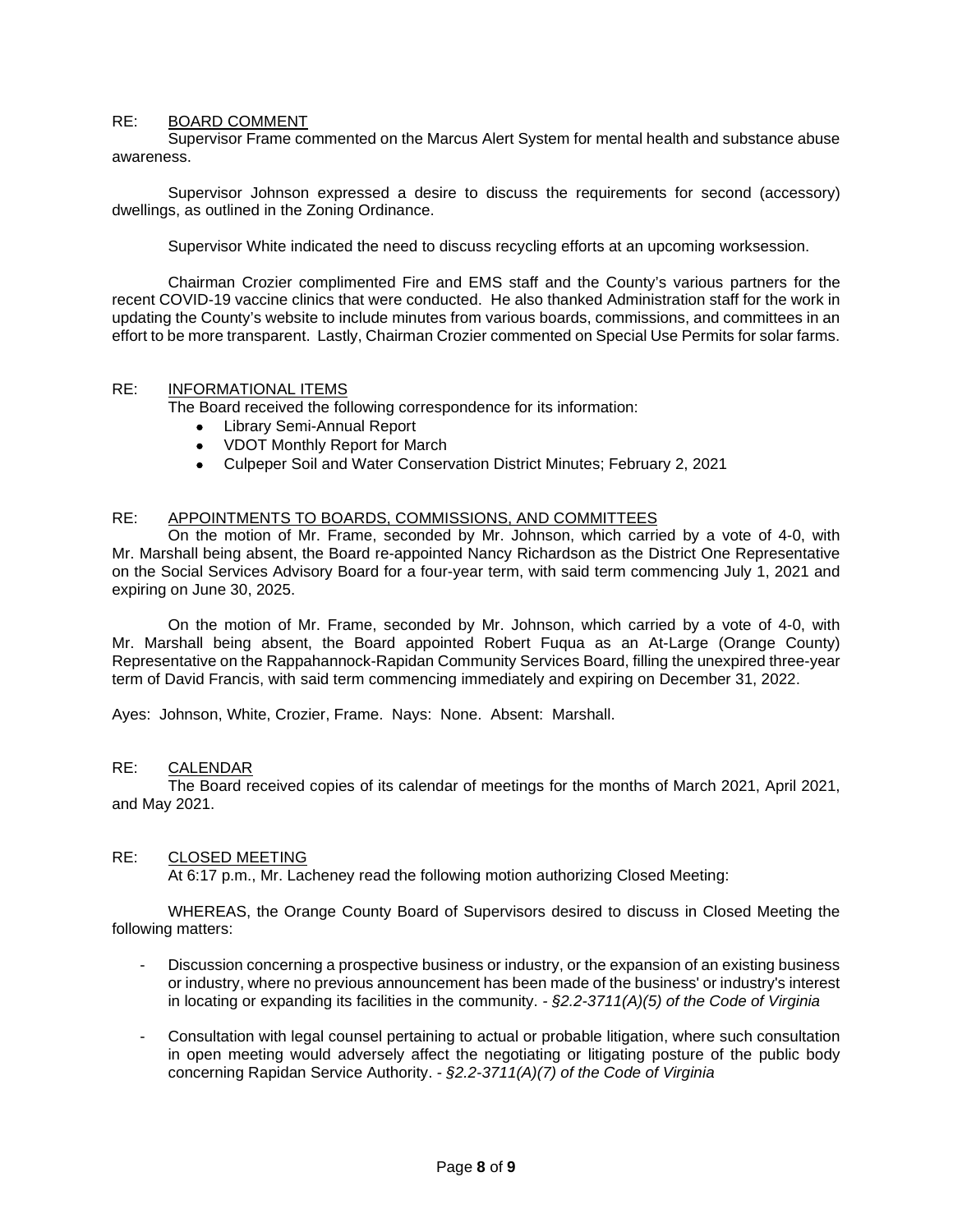RE: <u>BOARD COMMENT</u>

Supervisor Frame commented on the Marcus Alert System for mental health and substance abuse awareness.

Supervisor Johnson expressed a desire to discuss the requirements for second (accessory) dwellings, as outlined in the Zoning Ordinance.

Supervisor White indicated the need to discuss recycling efforts at an upcoming worksession.

Chairman Crozier complimented Fire and EMS staff and the County's various partners for the recent COVID-19 vaccine clinics that were conducted. He also thanked Administration staff for the work in updating the County's website to include minutes from various boards, commissions, and committees in an effort to be more transparent. Lastly, Chairman Crozier commented on Special Use Permits for solar farms.

RE: <u>INFORMATIONAL ITEMS</u>

The Board received the following correspondence for its information:

- Library Semi-Annual Report
- VDOT Monthly Report for March
- Culpeper Soil and Water Conservation District Minutes; February 2, 2021

RE: <u>APPOINTMENTS TO BOARDS, COMMISSIONS, AND COMMITTEES</u>

On the motion of Mr. Frame, seconded by Mr. Johnson, which carried by a vote of 4-0, with Mr. Marshall being absent, the Board re-appointed Nancy Richardson as the District One Representative on the Social Services Advisory Board for a four-year term, with said term commencing July 1, 2021 and expiring on June 30, 2025.

On the motion of Mr. Frame, seconded by Mr. Johnson, which carried by a vote of 4-0, with Mr. Marshall being absent, the Board appointed Robert Fuqua as an At-Large (Orange County) Representative on the Rappahannock-Rapidan Community Services Board, filling the unexpired three-year term of David Francis, with said term commencing immediately and expiring on December 31, 2022.

Ayes: Johnson, White, Crozier, Frame. Nays: None. Absent: Marshall.

RE: <u>CALENDAR</u>

The Board received copies of its calendar of meetings for the months of March 2021, April 2021, and May 2021.

RE: <u>CLOSED MEETING</u>

At 6:17 p.m., Mr. Lacheney read the following motion authorizing Closed Meeting:

WHEREAS, the Orange County Board of Supervisors desired to discuss in Closed Meeting the following matters:

- Discussion concerning a prospective business or industry, or the expansion of an existing business or industry, where no previous announcement has been made of the business' or industry's interest in locating or expanding its facilities in the community. - *§2.2-3711(A)(5) of the Code of Virginia*
- Consultation with legal counsel pertaining to actual or probable litigation, where such consultation in open meeting would adversely affect the negotiating or litigating posture of the public body concerning Rapidan Service Authority. - *§2.2-3711(A)(7) of the Code of Virginia*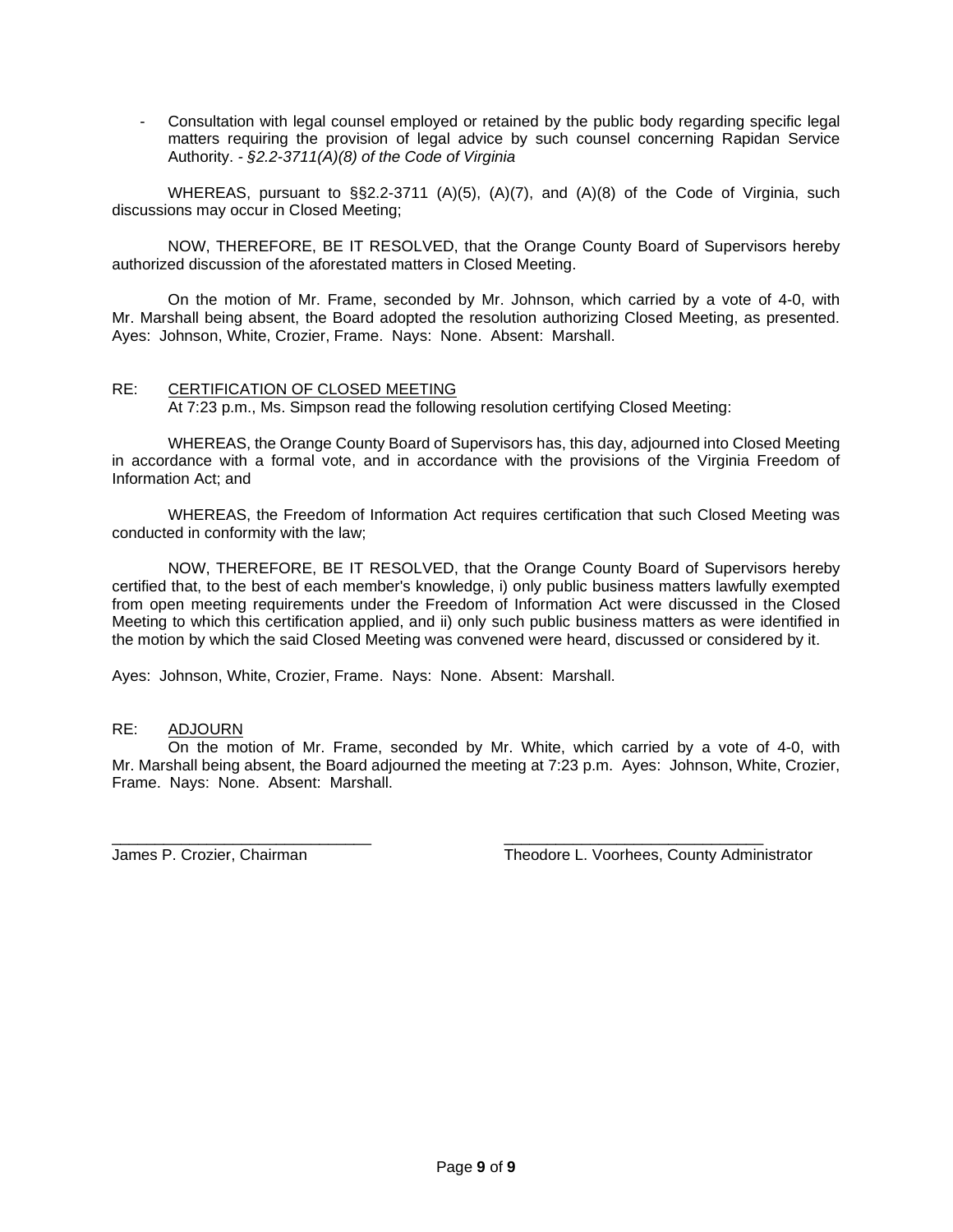- Consultation with legal counsel employed or retained by the public body regarding specific legal matters requiring the provision of legal advice by such counsel concerning Rapidan Service Authority. - *§2.2-3711(A)(8) of the Code of Virginia*

WHEREAS, pursuant to §§2.2-3711 (A)(5), (A)(7), and (A)(8) of the Code of Virginia, such discussions may occur in Closed Meeting;

NOW, THEREFORE, BE IT RESOLVED, that the Orange County Board of Supervisors hereby authorized discussion of the aforestated matters in Closed Meeting.

On the motion of Mr. Frame, seconded by Mr. Johnson, which carried by a vote of 4-0, with Mr. Marshall being absent, the Board adopted the resolution authorizing Closed Meeting, as presented. Ayes: Johnson, White, Crozier, Frame. Nays: None. Absent: Marshall.

RE: <u>CERTIFICATION OF CLOSED MEETING</u>

At 7:23 p.m., Ms. Simpson read the following resolution certifying Closed Meeting:

WHEREAS, the Orange County Board of Supervisors has, this day, adjourned into Closed Meeting in accordance with a formal vote, and in accordance with the provisions of the Virginia Freedom of Information Act; and

WHEREAS, the Freedom of Information Act requires certification that such Closed Meeting was conducted in conformity with the law;

NOW, THEREFORE, BE IT RESOLVED, that the Orange County Board of Supervisors hereby certified that, to the best of each member's knowledge, i) only public business matters lawfully exempted from open meeting requirements under the Freedom of Information Act were discussed in the Closed Meeting to which this certification applied, and ii) only such public business matters as were identified in the motion by which the said Closed Meeting was convened were heard, discussed or considered by it.

Ayes: Johnson, White, Crozier, Frame. Nays: None. Absent: Marshall.

RE: <u>ADJOURN</u>

On the motion of Mr. Frame, seconded by Mr. White, which carried by a vote of 4-0, with Mr. Marshall being absent, the Board adjourned the meeting at 7:23 p.m. Ayes: Johnson, White, Crozier, Frame. Nays: None. Absent: Marshall.

______________________________
James P. Crozier, Chairman

______________________________
Theodore L. Voorhees, County Administrator